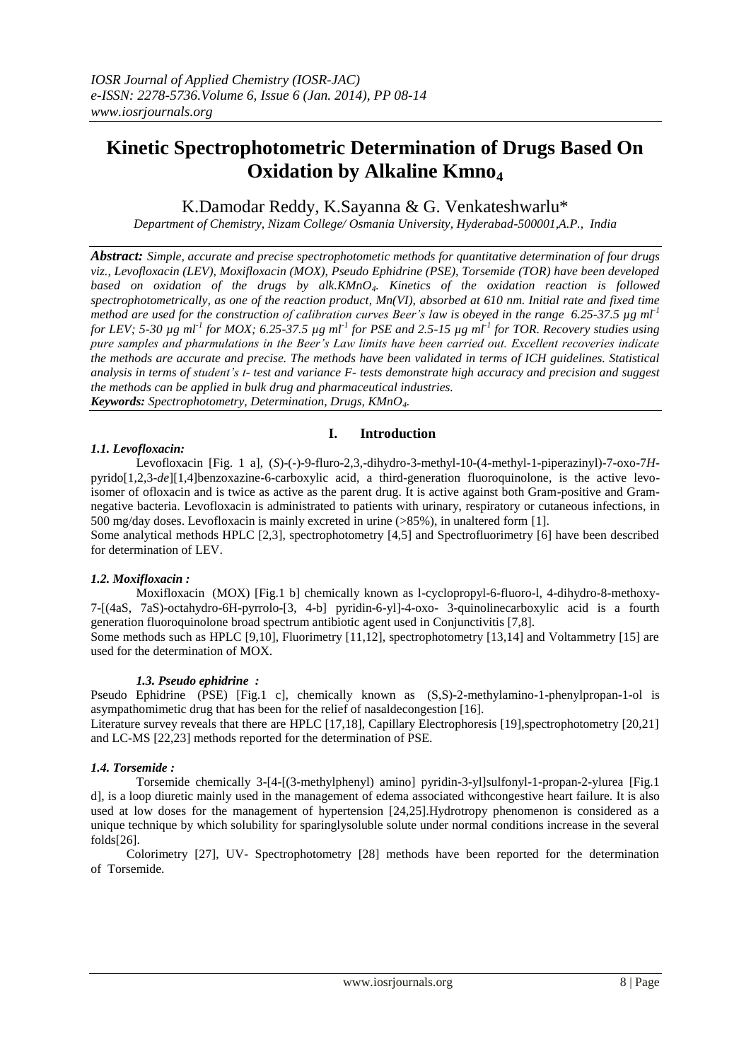# Kinetic Spectrophotometric Determination of Drugs Based On Oxidation by Alkaline Kmno$_4$

K.Damodar Reddy, K.Sayanna & G. Venkateshwarlu*

*Department of Chemistry, Nizam College/ Osmania University, Hyderabad-500001,A.P., India*

***Abstract:*** *Simple, accurate and precise spectrophotometric methods for quantitative determination of four drugs viz., Levofloxacin (LEV), Moxifloxacin (MOX), Pseudo Ephidrine (PSE), Torsemide (TOR) have been developed based on oxidation of the drugs by alk.KMnO$_4$. Kinetics of the oxidation reaction is followed spectrophotometrically, as one of the reaction product, Mn(VI), absorbed at 610 nm. Initial rate and fixed time method are used for the construction of calibration curves Beer's law is obeyed in the range 6.25-37.5 µg ml$^{-1}$ for LEV; 5-30 µg ml$^{-1}$ for MOX; 6.25-37.5 µg ml$^{-1}$ for PSE and 2.5-15 µg ml$^{-1}$ for TOR. Recovery studies using pure samples and pharmulations in the Beer's Law limits have been carried out. Excellent recoveries indicate the methods are accurate and precise. The methods have been validated in terms of ICH guidelines. Statistical analysis in terms of student's t- test and variance F- tests demonstrate high accuracy and precision and suggest the methods can be applied in bulk drug and pharmaceutical industries.*

***Keywords:*** *Spectrophotometry, Determination, Drugs, KMnO$_4$.*

## I. Introduction

### *1.1. Levofloxacin:*

Levofloxacin [Fig. 1 a], (*S*)-(-)-9-fluro-2,3,-dihydro-3-methyl-10-(4-methyl-1-piperazinyl)-7-oxo-7*H*-pyrido[1,2,3-*de*][1,4]benzoxazine-6-carboxylic acid, a third-generation fluoroquinolone, is the active levo-isomer of ofloxacin and is twice as active as the parent drug. It is active against both Gram-positive and Gram-negative bacteria. Levofloxacin is administrated to patients with urinary, respiratory or cutaneous infections, in 500 mg/day doses. Levofloxacin is mainly excreted in urine (>85%), in unaltered form [1].

Some analytical methods HPLC [2,3], spectrophotometry [4,5] and Spectrofluorimetry [6] have been described for determination of LEV.

### *1.2. Moxifloxacin :*

Moxifloxacin (MOX) [Fig.1 b] chemically known as l-cyclopropyl-6-fluoro-l, 4-dihydro-8-methoxy-7-[(4aS, 7aS)-octahydro-6H-pyrrolo-[3, 4-b] pyridin-6-yl]-4-oxo- 3-quinolinecarboxylic acid is a fourth generation fluoroquinolone broad spectrum antibiotic agent used in Conjunctivitis [7,8].

Some methods such as HPLC [9,10], Fluorimetry [11,12], spectrophotometry [13,14] and Voltammetry [15] are used for the determination of MOX.

### *1.3. Pseudo ephidrine :*

Pseudo Ephidrine (PSE) [Fig.1 c], chemically known as (S,S)-2-methylamino-1-phenylpropan-1-ol is asympathomimetic drug that has been for the relief of nasaldecongestion [16].

Literature survey reveals that there are HPLC [17,18], Capillary Electrophoresis [19],spectrophotometry [20,21] and LC-MS [22,23] methods reported for the determination of PSE.

### *1.4. Torsemide :*

Torsemide chemically 3-[4-[(3-methylphenyl) amino] pyridin-3-yl]sulfonyl-1-propan-2-ylurea [Fig.1 d], is a loop diuretic mainly used in the management of edema associated withcongestive heart failure. It is also used at low doses for the management of hypertension [24,25].Hydrotropy phenomenon is considered as a unique technique by which solubility for sparinglysoluble solute under normal conditions increase in the several folds[26].

Colorimetry [27], UV- Spectrophotometry [28] methods have been reported for the determination of Torsemide.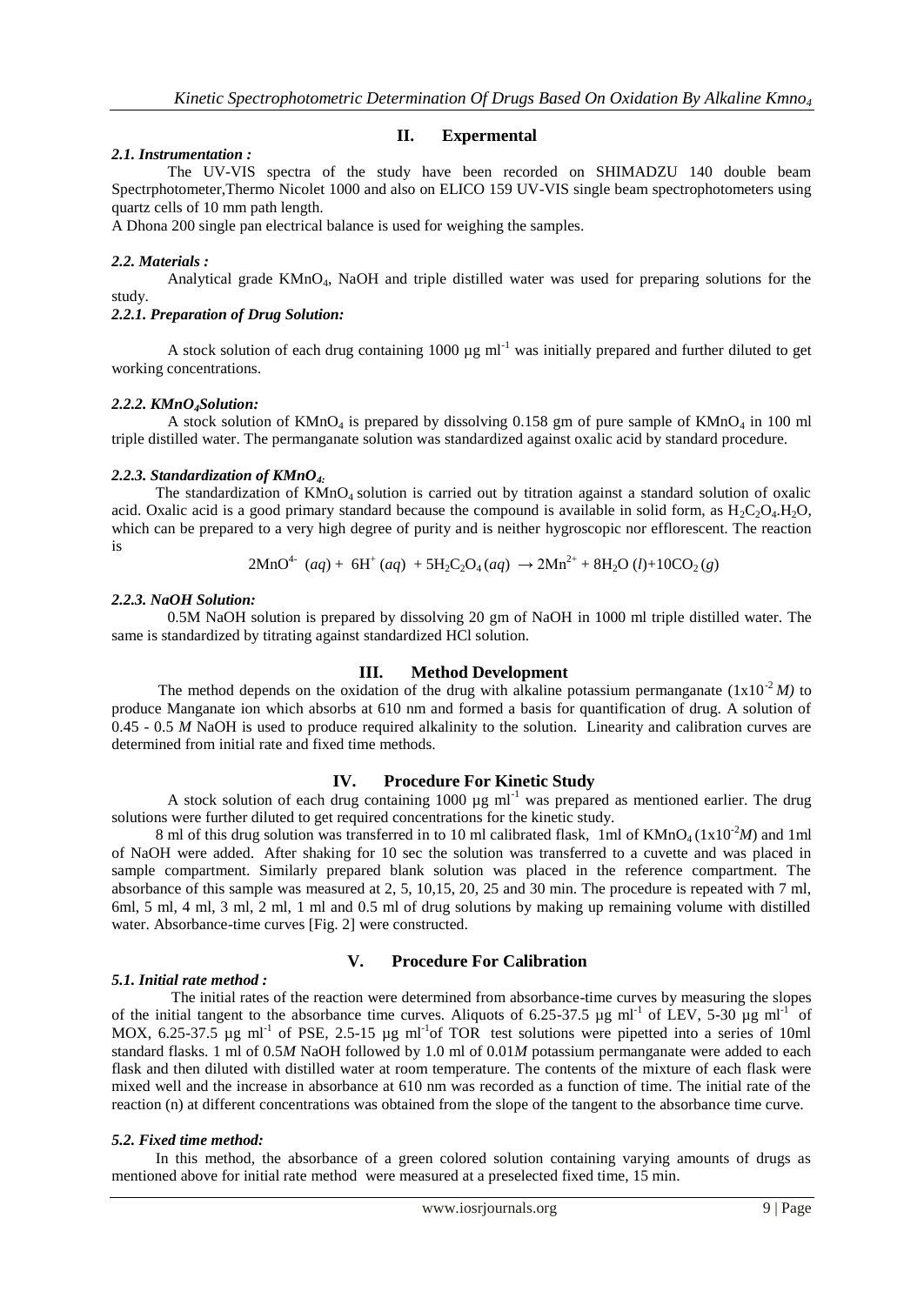## II. Expermental

### 2.1. Instrumentation :

The UV-VIS spectra of the study have been recorded on SHIMADZU 140 double beam Spectrphotometer,Thermo Nicolet 1000 and also on ELICO 159 UV-VIS single beam spectrophotometers using quartz cells of 10 mm path length.

A Dhona 200 single pan electrical balance is used for weighing the samples.

### 2.2. Materials :

Analytical grade $KMnO_4$, NaOH and triple distilled water was used for preparing solutions for the study.

#### 2.2.1. Preparation of Drug Solution:

A stock solution of each drug containing 1000 µg ml$^{-1}$ was initially prepared and further diluted to get working concentrations.

#### 2.2.2. $KMnO_4$Solution:

A stock solution of $KMnO_4$ is prepared by dissolving 0.158 gm of pure sample of $KMnO_4$ in 100 ml triple distilled water. The permanganate solution was standardized against oxalic acid by standard procedure.

#### 2.2.3. Standardization of $KMnO_4$:

The standardization of $KMnO_4$ solution is carried out by titration against a standard solution of oxalic acid. Oxalic acid is a good primary standard because the compound is available in solid form, as $H_2C_2O_4.H_2O$, which can be prepared to a very high degree of purity and is neither hygroscopic nor efflorescent. The reaction is

$$2MnO^{4-}\ (aq) + 6H^{+}\ (aq) + 5H_2C_2O_4\,(aq) \rightarrow 2Mn^{2+} + 8H_2O\ (l) + 10CO_2\,(g)$$

#### 2.2.3. NaOH Solution:

0.5M NaOH solution is prepared by dissolving 20 gm of NaOH in 1000 ml triple distilled water. The same is standardized by titrating against standardized HCl solution.

## III. Method Development

The method depends on the oxidation of the drug with alkaline potassium permanganate ($1x10^{-2}$ *M)* to produce Manganate ion which absorbs at 610 nm and formed a basis for quantification of drug. A solution of 0.45 - 0.5 *M* NaOH is used to produce required alkalinity to the solution. Linearity and calibration curves are determined from initial rate and fixed time methods.

## IV. Procedure For Kinetic Study

A stock solution of each drug containing 1000 µg ml$^{-1}$ was prepared as mentioned earlier. The drug solutions were further diluted to get required concentrations for the kinetic study.

8 ml of this drug solution was transferred in to 10 ml calibrated flask, 1ml of $KMnO_4$ ($1x10^{-2}M$) and 1ml of NaOH were added. After shaking for 10 sec the solution was transferred to a cuvette and was placed in sample compartment. Similarly prepared blank solution was placed in the reference compartment. The absorbance of this sample was measured at 2, 5, 10,15, 20, 25 and 30 min. The procedure is repeated with 7 ml, 6ml, 5 ml, 4 ml, 3 ml, 2 ml, 1 ml and 0.5 ml of drug solutions by making up remaining volume with distilled water. Absorbance-time curves [Fig. 2] were constructed.

## V. Procedure For Calibration

### 5.1. Initial rate method :

The initial rates of the reaction were determined from absorbance-time curves by measuring the slopes of the initial tangent to the absorbance time curves. Aliquots of 6.25-37.5 µg ml$^{-1}$ of LEV, 5-30 µg ml$^{-1}$ of MOX, 6.25-37.5 µg ml$^{-1}$ of PSE, 2.5-15 µg ml$^{-1}$of TOR test solutions were pipetted into a series of 10ml standard flasks. 1 ml of 0.5*M* NaOH followed by 1.0 ml of 0.01*M* potassium permanganate were added to each flask and then diluted with distilled water at room temperature. The contents of the mixture of each flask were mixed well and the increase in absorbance at 610 nm was recorded as a function of time. The initial rate of the reaction (n) at different concentrations was obtained from the slope of the tangent to the absorbance time curve.

### 5.2. Fixed time method:

In this method, the absorbance of a green colored solution containing varying amounts of drugs as mentioned above for initial rate method were measured at a preselected fixed time, 15 min.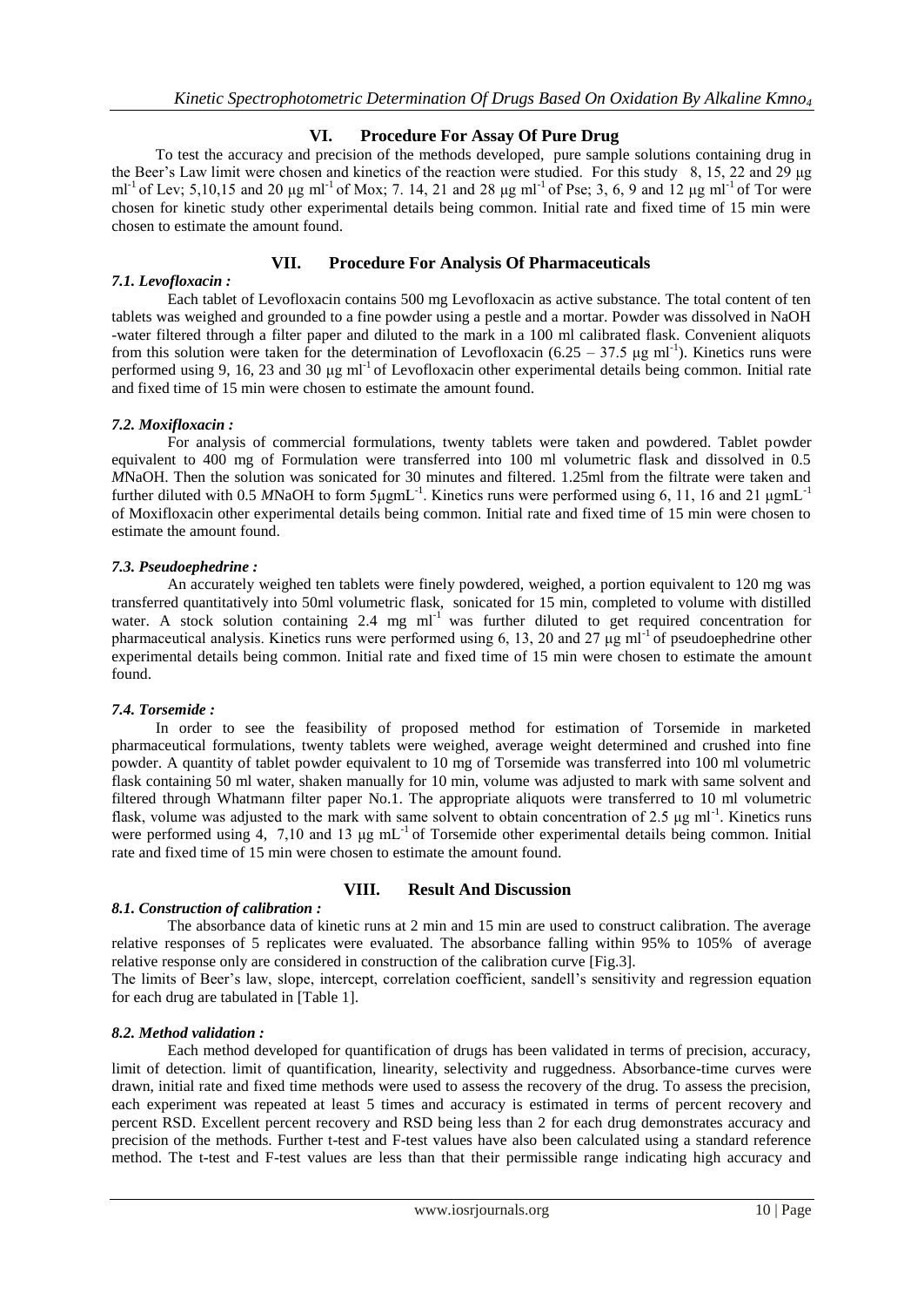## VI. Procedure For Assay Of Pure Drug

To test the accuracy and precision of the methods developed, pure sample solutions containing drug in the Beer's Law limit were chosen and kinetics of the reaction were studied. For this study 8, 15, 22 and 29 μg $ml^{-1}$ of Lev; 5,10,15 and 20 μg $ml^{-1}$ of Mox; 7. 14, 21 and 28 μg $ml^{-1}$ of Pse; 3, 6, 9 and 12 μg $ml^{-1}$ of Tor were chosen for kinetic study other experimental details being common. Initial rate and fixed time of 15 min were chosen to estimate the amount found.

## VII. Procedure For Analysis Of Pharmaceuticals

### *7.1. Levofloxacin :*

Each tablet of Levofloxacin contains 500 mg Levofloxacin as active substance. The total content of ten tablets was weighed and grounded to a fine powder using a pestle and a mortar. Powder was dissolved in NaOH -water filtered through a filter paper and diluted to the mark in a 100 ml calibrated flask. Convenient aliquots from this solution were taken for the determination of Levofloxacin (6.25 – 37.5 μg $ml^{-1}$). Kinetics runs were performed using 9, 16, 23 and 30 μg $ml^{-1}$ of Levofloxacin other experimental details being common. Initial rate and fixed time of 15 min were chosen to estimate the amount found.

### *7.2. Moxifloxacin :*

For analysis of commercial formulations, twenty tablets were taken and powdered. Tablet powder equivalent to 400 mg of Formulation were transferred into 100 ml volumetric flask and dissolved in 0.5 *M*NaOH. Then the solution was sonicated for 30 minutes and filtered. 1.25ml from the filtrate were taken and further diluted with 0.5 *M*NaOH to form 5μg$mL^{-1}$. Kinetics runs were performed using 6, 11, 16 and 21 μg$mL^{-1}$ of Moxifloxacin other experimental details being common. Initial rate and fixed time of 15 min were chosen to estimate the amount found.

### *7.3. Pseudoephedrine :*

An accurately weighed ten tablets were finely powdered, weighed, a portion equivalent to 120 mg was transferred quantitatively into 50ml volumetric flask, sonicated for 15 min, completed to volume with distilled water. A stock solution containing 2.4 mg $ml^{-1}$ was further diluted to get required concentration for pharmaceutical analysis. Kinetics runs were performed using 6, 13, 20 and 27 μg $ml^{-1}$ of pseudoephedrine other experimental details being common. Initial rate and fixed time of 15 min were chosen to estimate the amount found.

### *7.4. Torsemide :*

In order to see the feasibility of proposed method for estimation of Torsemide in marketed pharmaceutical formulations, twenty tablets were weighed, average weight determined and crushed into fine powder. A quantity of tablet powder equivalent to 10 mg of Torsemide was transferred into 100 ml volumetric flask containing 50 ml water, shaken manually for 10 min, volume was adjusted to mark with same solvent and filtered through Whatmann filter paper No.1. The appropriate aliquots were transferred to 10 ml volumetric flask, volume was adjusted to the mark with same solvent to obtain concentration of 2.5 μg $ml^{-1}$. Kinetics runs were performed using 4, 7,10 and 13 μg $mL^{-1}$ of Torsemide other experimental details being common. Initial rate and fixed time of 15 min were chosen to estimate the amount found.

## VIII. Result And Discussion

### *8.1. Construction of calibration :*

The absorbance data of kinetic runs at 2 min and 15 min are used to construct calibration. The average relative responses of 5 replicates were evaluated. The absorbance falling within 95% to 105% of average relative response only are considered in construction of the calibration curve [Fig.3].

The limits of Beer's law, slope, intercept, correlation coefficient, sandell's sensitivity and regression equation for each drug are tabulated in [Table 1].

### *8.2. Method validation :*

Each method developed for quantification of drugs has been validated in terms of precision, accuracy, limit of detection. limit of quantification, linearity, selectivity and ruggedness. Absorbance-time curves were drawn, initial rate and fixed time methods were used to assess the recovery of the drug. To assess the precision, each experiment was repeated at least 5 times and accuracy is estimated in terms of percent recovery and percent RSD. Excellent percent recovery and RSD being less than 2 for each drug demonstrates accuracy and precision of the methods. Further t-test and F-test values have also been calculated using a standard reference method. The t-test and F-test values are less than that their permissible range indicating high accuracy and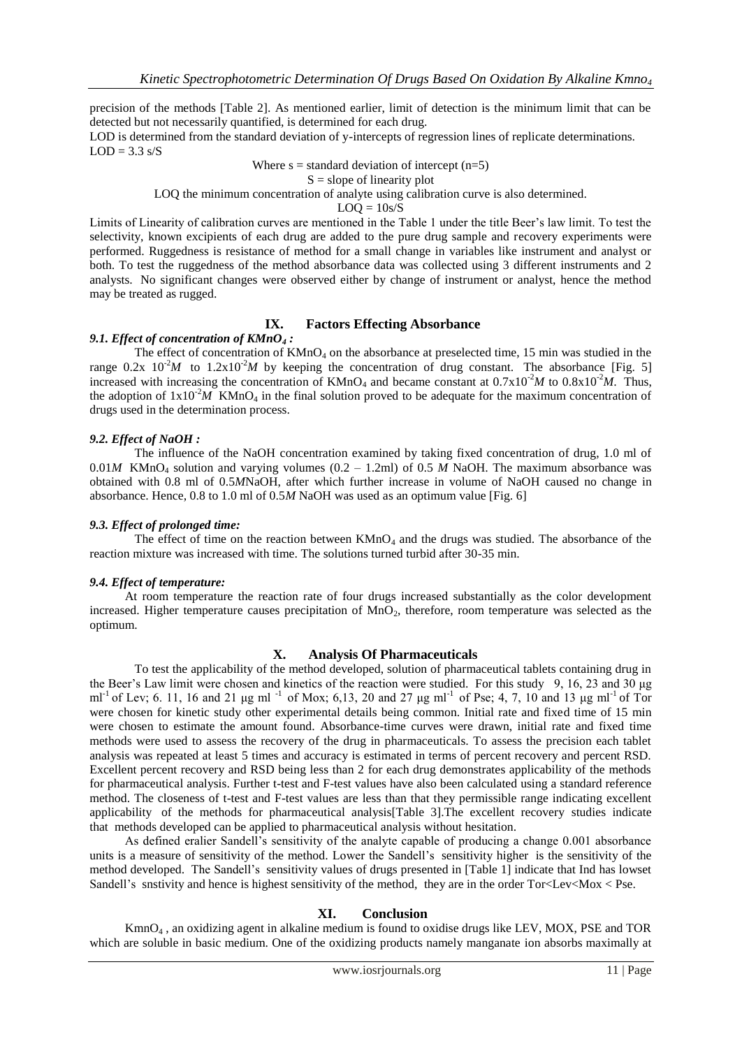precision of the methods [Table 2]. As mentioned earlier, limit of detection is the minimum limit that can be detected but not necessarily quantified, is determined for each drug.

LOD is determined from the standard deviation of y-intercepts of regression lines of replicate determinations.

$LOD = 3.3 \text{ s/S}$

Where s = standard deviation of intercept (n=5)

S = slope of linearity plot

LOQ the minimum concentration of analyte using calibration curve is also determined.

$LOQ = 10\text{s/S}$

Limits of Linearity of calibration curves are mentioned in the Table 1 under the title Beer's law limit. To test the selectivity, known excipients of each drug are added to the pure drug sample and recovery experiments were performed. Ruggedness is resistance of method for a small change in variables like instrument and analyst or both. To test the ruggedness of the method absorbance data was collected using 3 different instruments and 2 analysts. No significant changes were observed either by change of instrument or analyst, hence the method may be treated as rugged.

## IX. Factors Effecting Absorbance

### *9.1. Effect of concentration of $KMnO_4$ :*

The effect of concentration of $KMnO_4$ on the absorbance at preselected time, 15 min was studied in the range $0.2\text{x } 10^{-2}M$ to $1.2\text{x}10^{-2}M$ by keeping the concentration of drug constant. The absorbance [Fig. 5] increased with increasing the concentration of $KMnO_4$ and became constant at $0.7\text{x}10^{-2}M$ to $0.8\text{x}10^{-2}M$. Thus, the adoption of $1\text{x}10^{-2}M$ $KMnO_4$ in the final solution proved to be adequate for the maximum concentration of drugs used in the determination process.

### *9.2. Effect of NaOH :*

The influence of the NaOH concentration examined by taking fixed concentration of drug, 1.0 ml of 0.01*M* $KMnO_4$ solution and varying volumes (0.2 – 1.2ml) of 0.5 *M* NaOH. The maximum absorbance was obtained with 0.8 ml of 0.5*M*NaOH, after which further increase in volume of NaOH caused no change in absorbance. Hence, 0.8 to 1.0 ml of 0.5*M* NaOH was used as an optimum value [Fig. 6]

### *9.3. Effect of prolonged time:*

The effect of time on the reaction between $KMnO_4$ and the drugs was studied. The absorbance of the reaction mixture was increased with time. The solutions turned turbid after 30-35 min.

### *9.4. Effect of temperature:*

At room temperature the reaction rate of four drugs increased substantially as the color development increased. Higher temperature causes precipitation of $MnO_2$, therefore, room temperature was selected as the optimum.

## X. Analysis Of Pharmaceuticals

To test the applicability of the method developed, solution of pharmaceutical tablets containing drug in the Beer's Law limit were chosen and kinetics of the reaction were studied. For this study 9, 16, 23 and 30 μg ml$^{-1}$ of Lev; 6. 11, 16 and 21 μg ml $^{-1}$ of Mox; 6,13, 20 and 27 μg ml$^{-1}$ of Pse; 4, 7, 10 and 13 μg ml$^{-1}$ of Tor were chosen for kinetic study other experimental details being common. Initial rate and fixed time of 15 min were chosen to estimate the amount found. Absorbance-time curves were drawn, initial rate and fixed time methods were used to assess the recovery of the drug in pharmaceuticals. To assess the precision each tablet analysis was repeated at least 5 times and accuracy is estimated in terms of percent recovery and percent RSD. Excellent percent recovery and RSD being less than 2 for each drug demonstrates applicability of the methods for pharmaceutical analysis. Further t-test and F-test values have also been calculated using a standard reference method. The closeness of t-test and F-test values are less than that they permissible range indicating excellent applicability of the methods for pharmaceutical analysis[Table 3].The excellent recovery studies indicate that methods developed can be applied to pharmaceutical analysis without hesitation.

As defined eralier Sandell's sensitivity of the analyte capable of producing a change 0.001 absorbance units is a measure of sensitivity of the method. Lower the Sandell's sensitivity higher is the sensitivity of the method developed. The Sandell's sensitivity values of drugs presented in [Table 1] indicate that Ind has lowset Sandell's snstivity and hence is highest sensitivity of the method, they are in the order Tor<Lev<Mox < Pse.

## XI. Conclusion

$KmnO_4$ , an oxidizing agent in alkaline medium is found to oxidise drugs like LEV, MOX, PSE and TOR which are soluble in basic medium. One of the oxidizing products namely manganate ion absorbs maximally at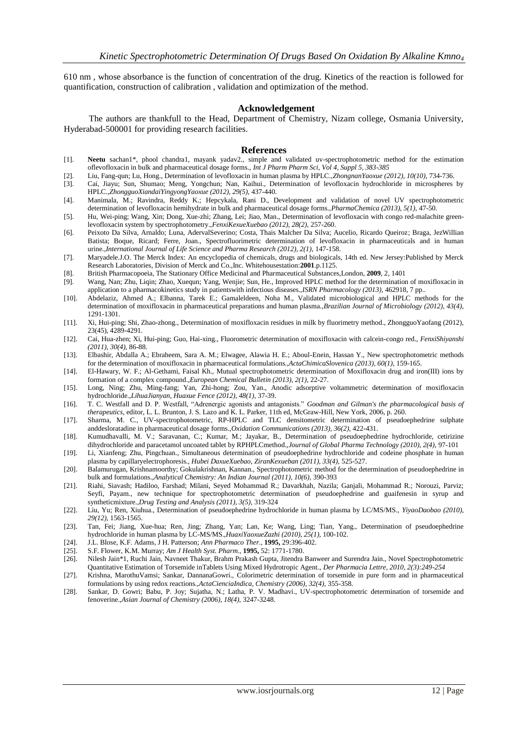610 nm , whose absorbance is the function of concentration of the drug. Kinetics of the reaction is followed for quantification, construction of calibration , validation and optimization of the method.

## Acknowledgement

The authors are thankfull to the Head, Department of Chemistry, Nizam college, Osmania University, Hyderabad-500001 for providing research facilities.

## References

[1]. **Neetu** sachan1*, phool chandra1, mayank yadav2., simple and validated uv-spectrophotometric method for the estimation oflevofloxacin in bulk and pharmaceutical dosage forms., *Int J Pharm Pharm Sci, Vol 4, Suppl 5, 383-385*

[2]. Liu, Fang-qun; Lu, Hong., Determination of levofloxacin in human plasma by HPLC.,*ZhongnanYaoxue (2012), 10(10),* 734-736.

[3]. Cai, Jiayu; Sun, Shumao; Meng, Yongchun; Nan, Kaihui., Determination of levofloxacin hydrochloride in microspheres by HPLC.,*ZhongguoXiandaiYingyongYaoxue (2012), 29(5),* 437-440.

[4]. Manimala, M.; Ravindra, Reddy K.; Hepcykala, Rani D., Development and validation of novel UV spectrophotometric determination of levofloxacin hemihydrate in bulk and pharmaceutical dosage forms.,*PharmaChemica (2013), 5(1),* 47-50.

[5]. Hu, Wei-ping; Wang, Xin; Dong, Xue-zhi; Zhang, Lei; Jiao, Man., Determination of levofloxacin with congo red-malachite green-levofloxacin system by spectrophotometry.,*FenxiKexueXuebao (2012), 28(2),* 257-260.

[6]. Peixoto Da Silva, Arnaldo; Luna, AdervalSeverino; Costa, Thais Malcher Da Silva; Aucelio, Ricardo Queiroz; Braga, JezWillian Batista; Boque, Ricard; Ferre, Joan., Spectrofluorimetric determination of levofloxacin in pharmaceuticals and in human urine.,*International Journal of Life Science and Pharma Research (2012), 2(1),* 147-158.

[7]. Maryadele.J.O. The Merck Index: An encyclopedia of chemicals, drugs and biologicals, 14th ed. New Jersey:Published by Merck Research Laboratories, Division of Merck and Co.,Inc. Whitehousestation:**2001**.p.1125.

[8]. British Pharmacopoeia, The Stationary Office Medicinal and Pharmaceutical Substances,London, **2009**, 2, 1401

[9]. Wang, Nan; Zhu, Liqin; Zhao, Xuequn; Yang, Wenjie; Sun, He., Improved HPLC method for the determination of moxifloxacin in application to a pharmacokinetics study in patientswith infectious diseases.,*ISRN Pharmacology (2013),* 462918, 7 pp..

[10]. Abdelaziz, Ahmed A.; Elbanna, Tarek E.; Gamaleldeen, Noha M., Validated microbiological and HPLC methods for the determination of moxifloxacin in pharmaceutical preparations and human plasma.,*Brazilian Journal of Microbiology (2012), 43(4),* 1291-1301.

[11]. Xi, Hui-ping; Shi, Zhao-zhong., Determination of moxifloxacin residues in milk by fluorimetry method., ZhongguoYaofang (2012), 23(45), 4289-4291.

[12]. Cai, Hua-zhen; Xi, Hui-ping; Guo, Hai-xing., Fluorometric determination of moxifloxacin with calcein-congo red., *FenxiShiyanshi (2011), 30(4),* 86-88.

[13]. Elbashir, Abdalla A.; Ebraheem, Sara A. M.; Elwagee, Alawia H. E.; Aboul-Enein, Hassan Y., New spectrophotometric methods for the determination of moxifloxacin in pharmaceutical formulations.,*ActaChimicaSlovenica (2013), 60(1),* 159-165.

[14]. El-Hawary, W. F.; Al-Gethami, Faisal Kh., Mutual spectrophotometric determination of Moxifloxacin drug and iron(III) ions by formation of a complex compound.,*European Chemical Bulletin (2013), 2(1),* 22-27.

[15]. Long, Ning; Zhu, Ming-fang; Yan, Zhi-hong; Zou, Yan., Anodic adsorptive voltammetric determination of moxifloxacin hydrochloride.,*LihuaJianyan, Huaxue Fence (2012), 48(1),* 37-39.

[16]. T. C. Westfall and D. P. Westfall, "Adrenergic agonists and antagonists." *Goodman and Gilman's the pharmacological basis of therapeutics*, editor, L. L. Brunton, J. S. Lazo and K. L. Parker, 11th ed, McGraw-Hill, New York, 2006, p. 260.

[17]. Sharma, M. C., UV-spectrophotometric, RP-HPLC and TLC densitometric determination of pseudoephedrine sulphate anddesloratadine in pharmaceutical dosage forms.,*Oxidation Communications (2013), 36(2),* 422-431.

[18]. Kumudhavalli, M. V.; Saravanan, C.; Kumar, M.; Jayakar, B., Determination of pseudoephedrine hydrochloride, cetirizine dihydrochloride and paracetamol uncoated tablet by RPHPLCmethod.,*Journal of Global Pharma Technology (2010), 2(4),* 97-101

[19]. Li, Xianfeng; Zhu, Pingchuan., Simultaneous determination of pseudoephedrine hydrochloride and codeine phosphate in human plasma by capillaryelectrophoresis., *Hubei DaxueXuebao, ZiranKexueban (2011), 33(4),* 525-527.

[20]. Balamurugan, Krishnamoorthy; Gokulakrishnan, Kannan., Spectrophotometric method for the determination of pseudoephedrine in bulk and formulations.,*Analytical Chemistry: An Indian Journal (2011), 10(6),* 390-393

[21]. Riahi, Siavash; Hadiloo, Farshad; Milani, Seyed Mohammad R.; Davarkhah, Nazila; Ganjali, Mohammad R.; Norouzi, Parviz; Seyfi, Payam., new technique for spectrophotometric determination of pseudoephedrine and guaifenesin in syrup and syntheticmixture.,*Drug Testing and Analysis (2011), 3(5),* 319-324

[22]. Liu, Yu; Ren, Xiuhua., Determination of pseudoephedrine hydrochloride in human plasma by LC/MS/MS., *YiyaoDaobao (2010), 29(12),* 1563-1565.

[23]. Tan, Fei; Jiang, Xue-hua; Ren, Jing; Zhang, Yan; Lan, Ke; Wang, Ling; Tian, Yang., Determination of pseudoephedrine hydrochloride in human plasma by LC-MS/MS.,*HuaxiYaoxueZazhi (2010), 25(1),* 100-102.

[24]. J.L. Blose, K.F. Adams, J H. Patterson; *Ann Pharmaco Ther.,* **1995,** 29:396-402.

[25]. S.F. Flower, K.M. Murray; *Am J Health Syst. Pharm.,* **1995,** 52: 1771-1780.

[26]. Nilesh Jain*1, Ruchi Jain, Navneet Thakur, Brahm Prakash Gupta, Jitendra Banweer and Surendra Jain., Novel Spectrophotometric Quantitative Estimation of Torsemide inTablets Using Mixed Hydrotropic Agent., *Der Pharmacia Lettre, 2010, 2(3):249-254*

[27]. Krishna, MarothuVamsi; Sankar, DannanaGowri., Colorimetric determination of torsemide in pure form and in pharmaceutical formulations by using redox reactions.,*ActaCienciaIndica, Chemistry (2006), 32(4),* 355-358.

[28]. Sankar, D. Gowri; Babu, P. Joy; Sujatha, N.; Latha, P. V. Madhavi., UV-spectrophotometric determination of torsemide and fenoverine.,*Asian Journal of Chemistry (2006), 18(4),* 3247-3248.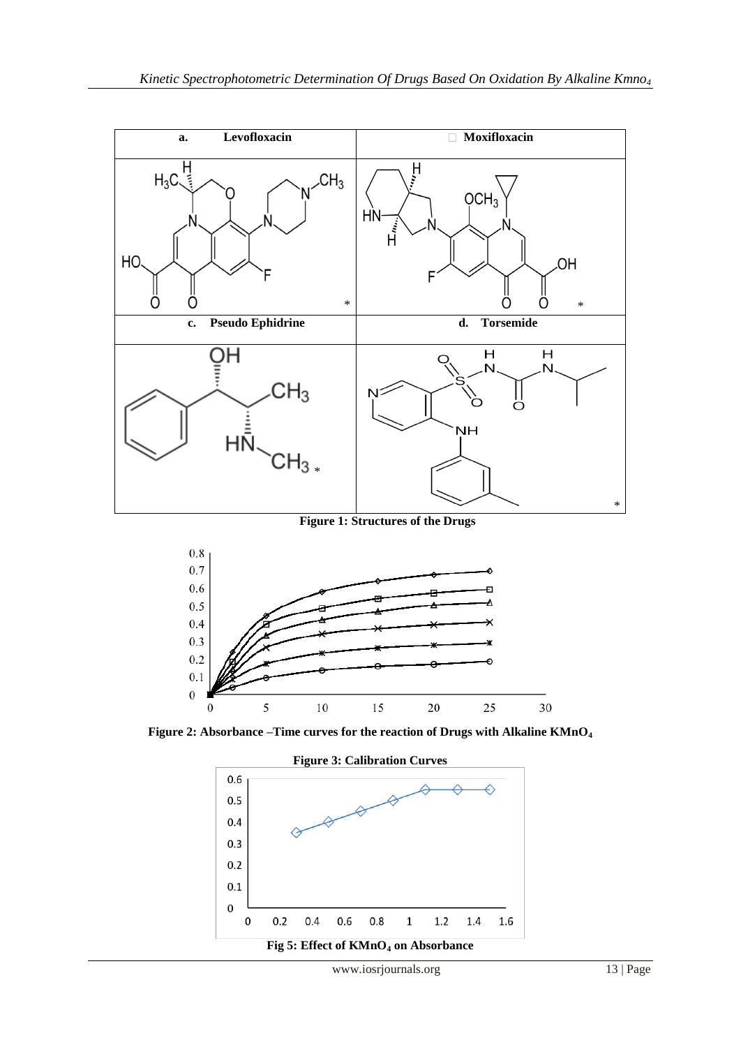| a. Levofloxacin | Moxifloxacin |
| --- | --- |
| c. Pseudo Ephidrine | d. Torsemide |

**Figure 1: Structures of the Drugs**

**Figure 2: Absorbance –Time curves for the reaction of Drugs with Alkaline $KMnO_4$**

**Figure 3: Calibration Curves**

**Fig 5: Effect of $KMnO_4$ on Absorbance**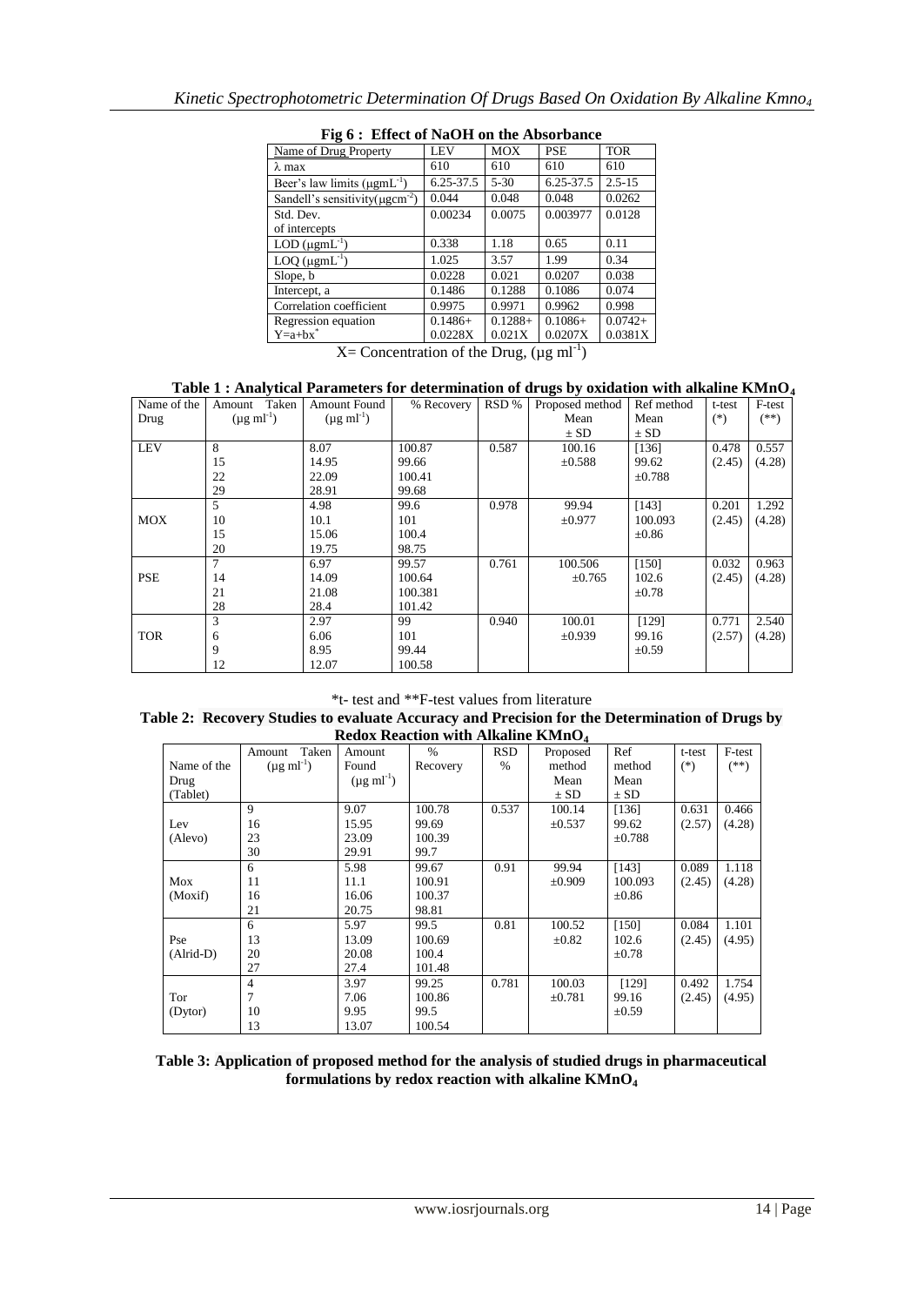**Fig 6 : Effect of NaOH on the Absorbance**

| Name of Drug Property | LEV | MOX | PSE | TOR |
|---|---|---|---|---|
| λ max | 610 | 610 | 610 | 610 |
| Beer's law limits ($\mu g mL^{-1}$) | 6.25-37.5 | 5-30 | 6.25-37.5 | 2.5-15 |
| Sandell's sensitivity($\mu g cm^{-2}$) | 0.044 | 0.048 | 0.048 | 0.0262 |
| Std. Dev. of intercepts | 0.00234 | 0.0075 | 0.003977 | 0.0128 |
| LOD ($\mu g mL^{-1}$) | 0.338 | 1.18 | 0.65 | 0.11 |
| LOQ ($\mu g mL^{-1}$) | 1.025 | 3.57 | 1.99 | 0.34 |
| Slope, b | 0.0228 | 0.021 | 0.0207 | 0.038 |
| Intercept, a | 0.1486 | 0.1288 | 0.1086 | 0.074 |
| Correlation coefficient | 0.9975 | 0.9971 | 0.9962 | 0.998 |
| Regression equation Y=a+bx* | 0.1486+ 0.0228X | 0.1288+ 0.021X | 0.1086+ 0.0207X | 0.0742+ 0.0381X |

X= Concentration of the Drug, ($\mu g\ ml^{-1}$)

**Table 1 : Analytical Parameters for determination of drugs by oxidation with alkaline $KMnO_4$**

| Name of the Drug | Amount Taken ($\mu g\ ml^{-1}$) | Amount Found ($\mu g\ ml^{-1}$) | % Recovery | RSD % | Proposed method Mean ± SD | Ref method Mean ± SD | t-test (*) | F-test (**) |
|---|---|---|---|---|---|---|---|---|
| LEV | 8 | 8.07 | 100.87 | 0.587 | 100.16 | [136] | 0.478 | 0.557 |
| | 15 | 14.95 | 99.66 | | ±0.588 | 99.62 | (2.45) | (4.28) |
| | 22 | 22.09 | 100.41 | | | ±0.788 | | |
| | 29 | 28.91 | 99.68 | | | | | |
| MOX | 5 | 4.98 | 99.6 | 0.978 | 99.94 | [143] | 0.201 | 1.292 |
| | 10 | 10.1 | 101 | | ±0.977 | 100.093 | (2.45) | (4.28) |
| | 15 | 15.06 | 100.4 | | | ±0.86 | | |
| | 20 | 19.75 | 98.75 | | | | | |
| PSE | 7 | 6.97 | 99.57 | 0.761 | 100.506 | [150] | 0.032 | 0.963 |
| | 14 | 14.09 | 100.64 | | ±0.765 | 102.6 | (2.45) | (4.28) |
| | 21 | 21.08 | 100.381 | | | ±0.78 | | |
| | 28 | 28.4 | 101.42 | | | | | |
| TOR | 3 | 2.97 | 99 | 0.940 | 100.01 | [129] | 0.771 | 2.540 |
| | 6 | 6.06 | 101 | | ±0.939 | 99.16 | (2.57) | (4.28) |
| | 9 | 8.95 | 99.44 | | | ±0.59 | | |
| | 12 | 12.07 | 100.58 | | | | | |

*t- test and **F-test values from literature

**Table 2: Recovery Studies to evaluate Accuracy and Precision for the Determination of Drugs by Redox Reaction with Alkaline $KMnO_4$**

| Name of the Drug (Tablet) | Amount Taken ($\mu g\ ml^{-1}$) | Amount Found ($\mu g\ ml^{-1}$) | % Recovery | RSD % | Proposed method Mean ± SD | Ref method Mean ± SD | t-test (*) | F-test (**) |
|---|---|---|---|---|---|---|---|---|
| Lev | 9 | 9.07 | 100.78 | 0.537 | 100.14 | [136] | 0.631 | 0.466 |
| (Alevo) | 16 | 15.95 | 99.69 | | ±0.537 | 99.62 | (2.57) | (4.28) |
| | 23 | 23.09 | 100.39 | | | ±0.788 | | |
| | 30 | 29.91 | 99.7 | | | | | |
| Mox | 6 | 5.98 | 99.67 | 0.91 | 99.94 | [143] | 0.089 | 1.118 |
| (Moxif) | 11 | 11.1 | 100.91 | | ±0.909 | 100.093 | (2.45) | (4.28) |
| | 16 | 16.06 | 100.37 | | | ±0.86 | | |
| | 21 | 20.75 | 98.81 | | | | | |
| Pse | 6 | 5.97 | 99.5 | 0.81 | 100.52 | [150] | 0.084 | 1.101 |
| (Alrid-D) | 13 | 13.09 | 100.69 | | ±0.82 | 102.6 | (2.45) | (4.95) |
| | 20 | 20.08 | 100.4 | | | ±0.78 | | |
| | 27 | 27.4 | 101.48 | | | | | |
| Tor | 4 | 3.97 | 99.25 | 0.781 | 100.03 | [129] | 0.492 | 1.754 |
| (Dytor) | 7 | 7.06 | 100.86 | | ±0.781 | 99.16 | (2.45) | (4.95) |
| | 10 | 9.95 | 99.5 | | | ±0.59 | | |
| | 13 | 13.07 | 100.54 | | | | | |

**Table 3: Application of proposed method for the analysis of studied drugs in pharmaceutical formulations by redox reaction with alkaline $KMnO_4$**